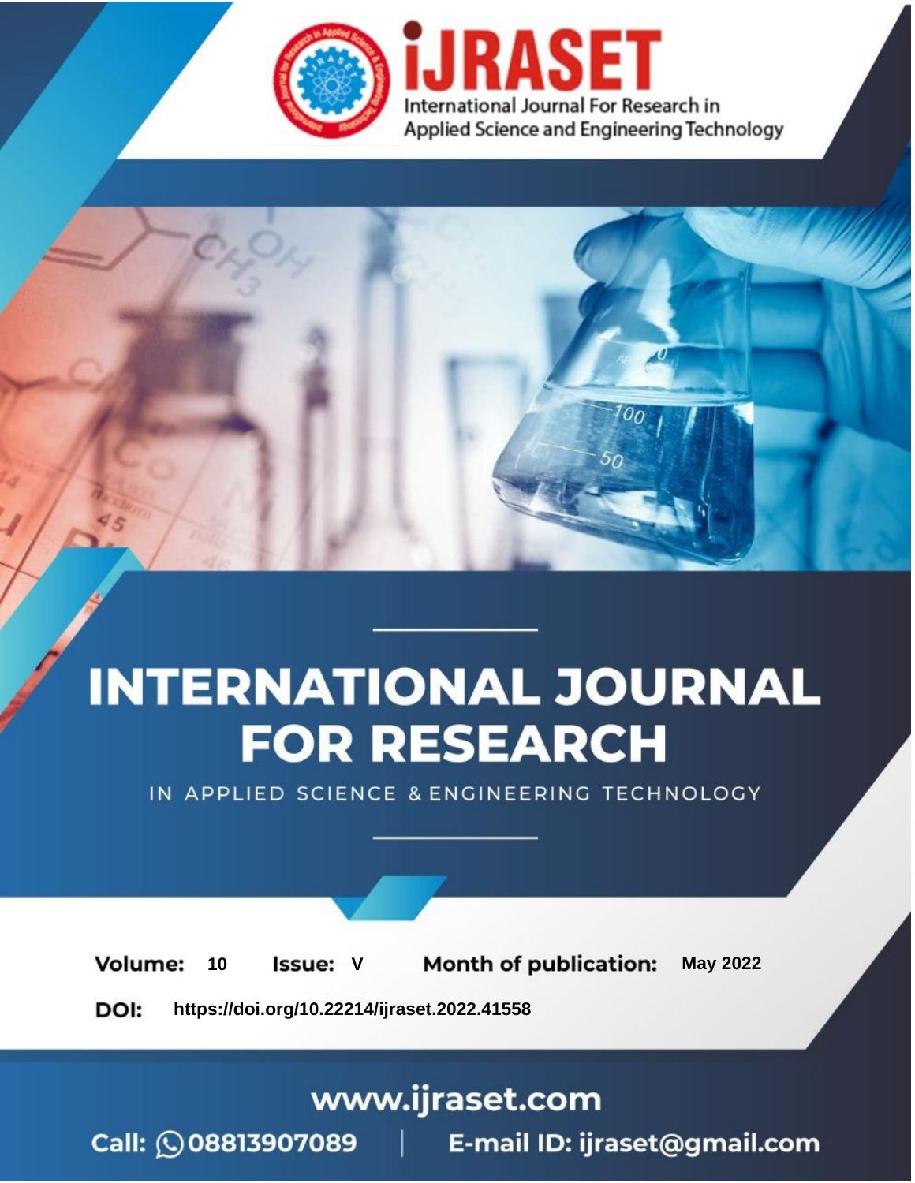# iJRASET

International Journal For Research in Applied Science and Engineering Technology

# INTERNATIONAL JOURNAL FOR RESEARCH

IN APPLIED SCIENCE & ENGINEERING TECHNOLOGY

**Volume:** 10 **Issue:** V **Month of publication:** May 2022

**DOI:** https://doi.org/10.22214/ijraset.2022.41558

www.ijraset.com

Call: 08813907089 | E-mail ID: ijraset@gmail.com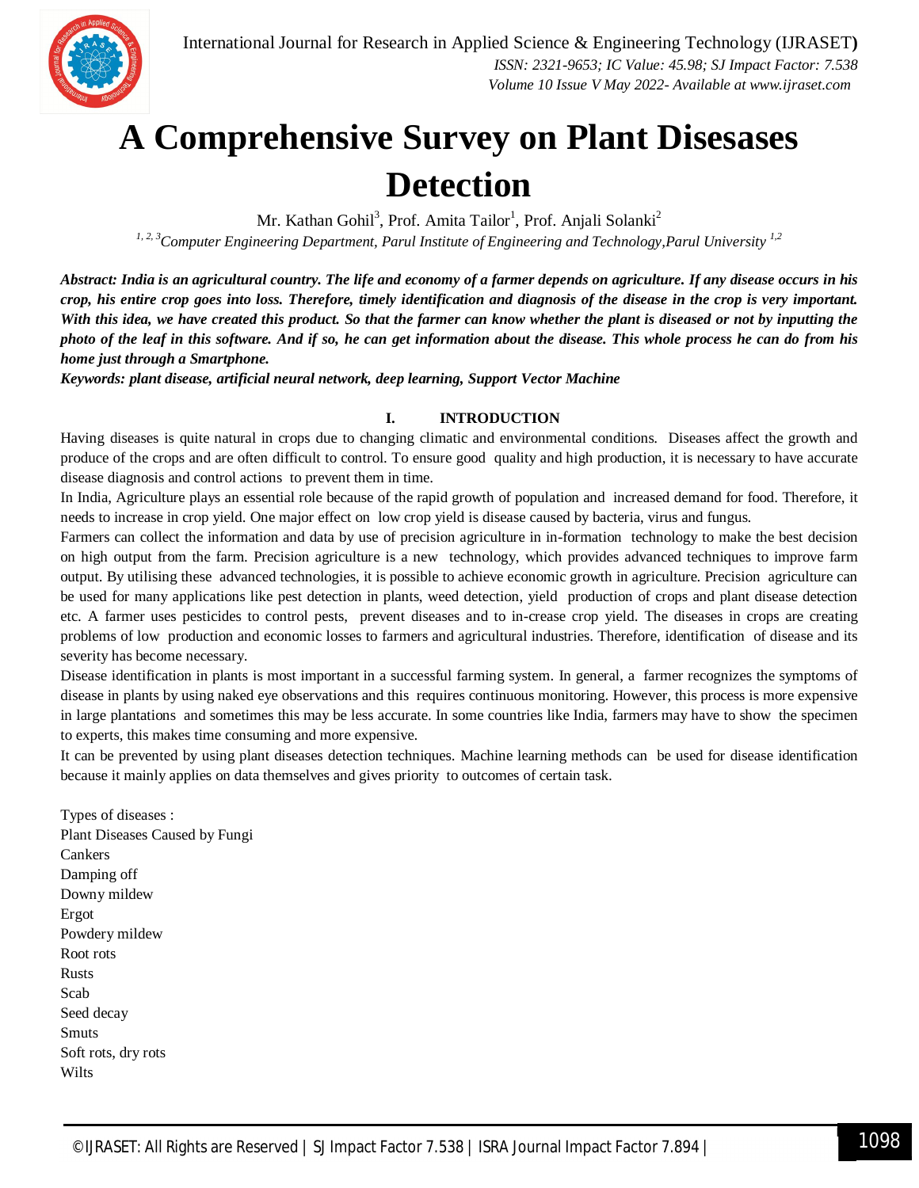# A Comprehensive Survey on Plant Disesases Detection

Mr. Kathan Gohil[3], Prof. Amita Tailor[1], Prof. Anjali Solanki[2]

[1, 2, 3]*Computer Engineering Department, Parul Institute of Engineering and Technology,Parul University* [1,2]

***Abstract: India is an agricultural country. The life and economy of a farmer depends on agriculture. If any disease occurs in his crop, his entire crop goes into loss. Therefore, timely identification and diagnosis of the disease in the crop is very important. With this idea, we have created this product. So that the farmer can know whether the plant is diseased or not by inputting the photo of the leaf in this software. And if so, he can get information about the disease. This whole process he can do from his home just through a Smartphone.***

***Keywords: plant disease, artificial neural network, deep learning, Support Vector Machine***

## I. INTRODUCTION

Having diseases is quite natural in crops due to changing climatic and environmental conditions. Diseases affect the growth and produce of the crops and are often difficult to control. To ensure good quality and high production, it is necessary to have accurate disease diagnosis and control actions to prevent them in time.

In India, Agriculture plays an essential role because of the rapid growth of population and increased demand for food. Therefore, it needs to increase in crop yield. One major effect on low crop yield is disease caused by bacteria, virus and fungus.

Farmers can collect the information and data by use of precision agriculture in in-formation technology to make the best decision on high output from the farm. Precision agriculture is a new technology, which provides advanced techniques to improve farm output. By utilising these advanced technologies, it is possible to achieve economic growth in agriculture. Precision agriculture can be used for many applications like pest detection in plants, weed detection, yield production of crops and plant disease detection etc. A farmer uses pesticides to control pests, prevent diseases and to in-crease crop yield. The diseases in crops are creating problems of low production and economic losses to farmers and agricultural industries. Therefore, identification of disease and its severity has become necessary.

Disease identification in plants is most important in a successful farming system. In general, a farmer recognizes the symptoms of disease in plants by using naked eye observations and this requires continuous monitoring. However, this process is more expensive in large plantations and sometimes this may be less accurate. In some countries like India, farmers may have to show the specimen to experts, this makes time consuming and more expensive.

It can be prevented by using plant diseases detection techniques. Machine learning methods can be used for disease identification because it mainly applies on data themselves and gives priority to outcomes of certain task.

Types of diseases :

Plant Diseases Caused by Fungi

Cankers

Damping off

Downy mildew

Ergot

Powdery mildew

Root rots

Rusts

Scab

Seed decay

Smuts

Soft rots, dry rots

Wilts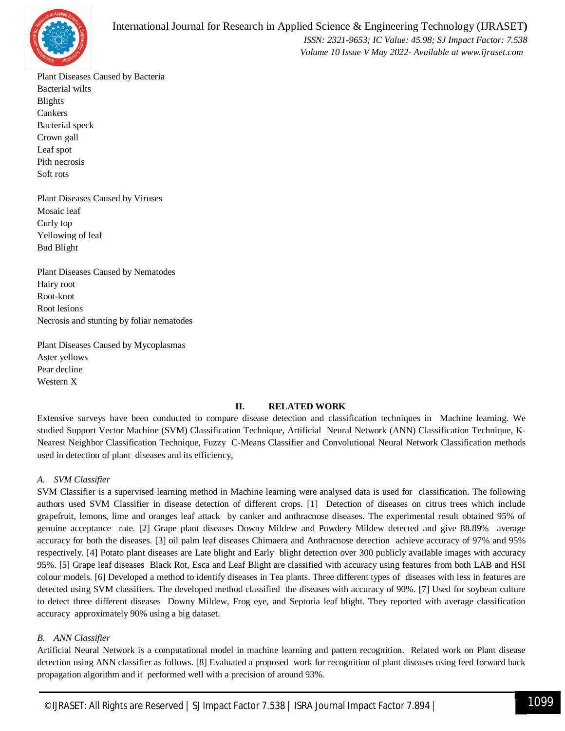Plant Diseases Caused by Bacteria
Bacterial wilts
Blights
Cankers
Bacterial speck
Crown gall
Leaf spot
Pith necrosis
Soft rots

Plant Diseases Caused by Viruses
Mosaic leaf
Curly top
Yellowing of leaf
Bud Blight

Plant Diseases Caused by Nematodes
Hairy root
Root-knot
Root lesions
Necrosis and stunting by foliar nematodes

Plant Diseases Caused by Mycoplasmas
Aster yellows
Pear decline
Western X

## II. RELATED WORK

Extensive surveys have been conducted to compare disease detection and classification techniques in Machine learning. We studied Support Vector Machine (SVM) Classification Technique, Artificial Neural Network (ANN) Classification Technique, K-Nearest Neighbor Classification Technique, Fuzzy C-Means Classifier and Convolutional Neural Network Classification methods used in detection of plant diseases and its efficiency,

### *A. SVM Classifier*

SVM Classifier is a supervised learning method in Machine learning were analysed data is used for classification. The following authors used SVM Classifier in disease detection of different crops. [1] Detection of diseases on citrus trees which include grapefruit, lemons, lime and oranges leaf attack by canker and anthracnose diseases. The experimental result obtained 95% of genuine acceptance rate. [2] Grape plant diseases Downy Mildew and Powdery Mildew detected and give 88.89% average accuracy for both the diseases. [3] oil palm leaf diseases Chimaera and Anthracnose detection achieve accuracy of 97% and 95% respectively. [4] Potato plant diseases are Late blight and Early blight detection over 300 publicly available images with accuracy 95%. [5] Grape leaf diseases Black Rot, Esca and Leaf Blight are classified with accuracy using features from both LAB and HSI colour models. [6] Developed a method to identify diseases in Tea plants. Three different types of diseases with less in features are detected using SVM classifiers. The developed method classified the diseases with accuracy of 90%. [7] Used for soybean culture to detect three different diseases Downy Mildew, Frog eye, and Septoria leaf blight. They reported with average classification accuracy approximately 90% using a big dataset.

### *B. ANN Classifier*

Artificial Neural Network is a computational model in machine learning and pattern recognition. Related work on Plant disease detection using ANN classifier as follows. [8] Evaluated a proposed work for recognition of plant diseases using feed forward back propagation algorithm and it performed well with a precision of around 93%.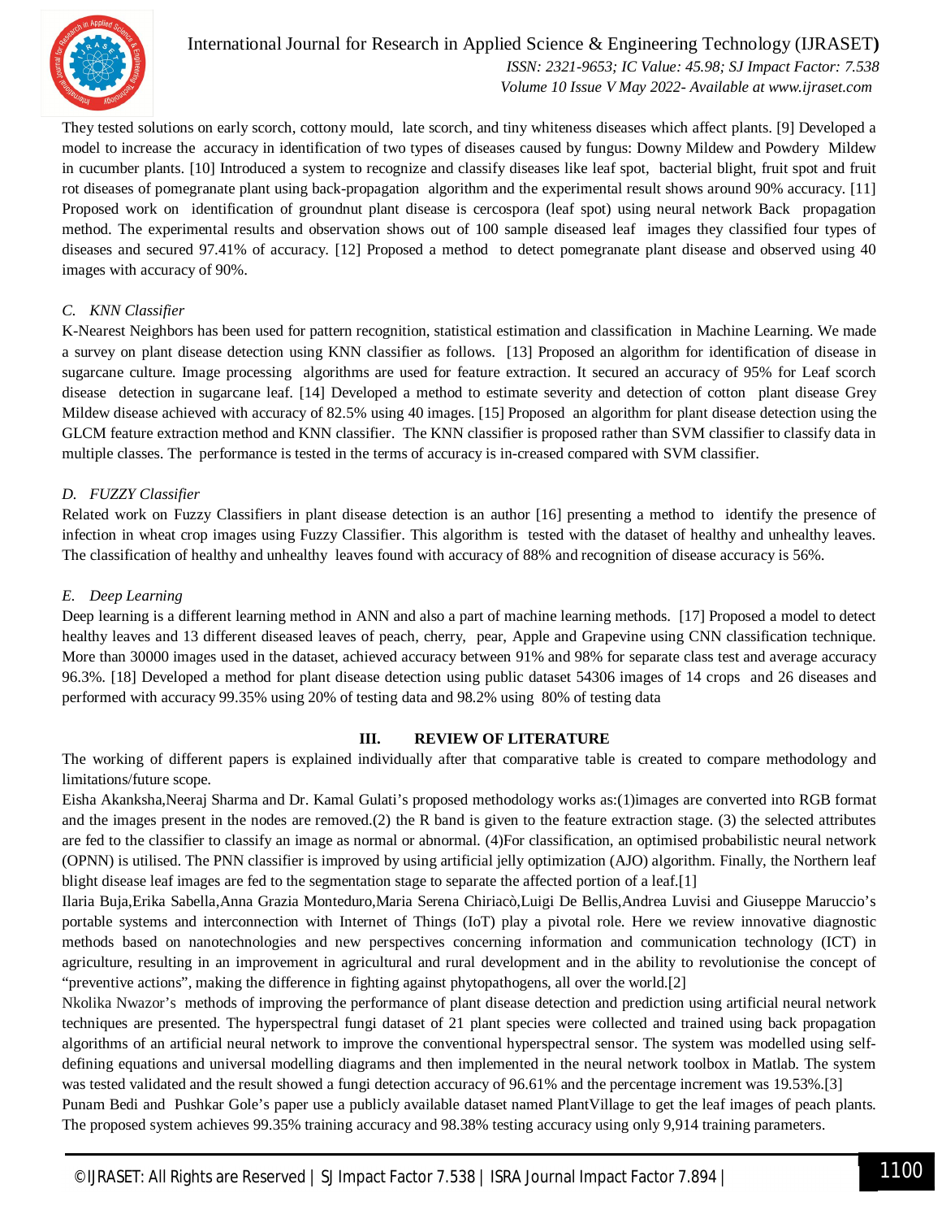They tested solutions on early scorch, cottony mould, late scorch, and tiny whiteness diseases which affect plants. [9] Developed a model to increase the accuracy in identification of two types of diseases caused by fungus: Downy Mildew and Powdery Mildew in cucumber plants. [10] Introduced a system to recognize and classify diseases like leaf spot, bacterial blight, fruit spot and fruit rot diseases of pomegranate plant using back-propagation algorithm and the experimental result shows around 90% accuracy. [11] Proposed work on identification of groundnut plant disease is cercospora (leaf spot) using neural network Back propagation method. The experimental results and observation shows out of 100 sample diseased leaf images they classified four types of diseases and secured 97.41% of accuracy. [12] Proposed a method to detect pomegranate plant disease and observed using 40 images with accuracy of 90%.

### *C. KNN Classifier*

K-Nearest Neighbors has been used for pattern recognition, statistical estimation and classification in Machine Learning. We made a survey on plant disease detection using KNN classifier as follows. [13] Proposed an algorithm for identification of disease in sugarcane culture. Image processing algorithms are used for feature extraction. It secured an accuracy of 95% for Leaf scorch disease detection in sugarcane leaf. [14] Developed a method to estimate severity and detection of cotton plant disease Grey Mildew disease achieved with accuracy of 82.5% using 40 images. [15] Proposed an algorithm for plant disease detection using the GLCM feature extraction method and KNN classifier. The KNN classifier is proposed rather than SVM classifier to classify data in multiple classes. The performance is tested in the terms of accuracy is in-creased compared with SVM classifier.

### *D. FUZZY Classifier*

Related work on Fuzzy Classifiers in plant disease detection is an author [16] presenting a method to identify the presence of infection in wheat crop images using Fuzzy Classifier. This algorithm is tested with the dataset of healthy and unhealthy leaves. The classification of healthy and unhealthy leaves found with accuracy of 88% and recognition of disease accuracy is 56%.

### *E. Deep Learning*

Deep learning is a different learning method in ANN and also a part of machine learning methods. [17] Proposed a model to detect healthy leaves and 13 different diseased leaves of peach, cherry, pear, Apple and Grapevine using CNN classification technique. More than 30000 images used in the dataset, achieved accuracy between 91% and 98% for separate class test and average accuracy 96.3%. [18] Developed a method for plant disease detection using public dataset 54306 images of 14 crops and 26 diseases and performed with accuracy 99.35% using 20% of testing data and 98.2% using 80% of testing data

## III. REVIEW OF LITERATURE

The working of different papers is explained individually after that comparative table is created to compare methodology and limitations/future scope.

Eisha Akanksha,Neeraj Sharma and Dr. Kamal Gulati's proposed methodology works as:(1)images are converted into RGB format and the images present in the nodes are removed.(2) the R band is given to the feature extraction stage. (3) the selected attributes are fed to the classifier to classify an image as normal or abnormal. (4)For classification, an optimised probabilistic neural network (OPNN) is utilised. The PNN classifier is improved by using artificial jelly optimization (AJO) algorithm. Finally, the Northern leaf blight disease leaf images are fed to the segmentation stage to separate the affected portion of a leaf.[1]

Ilaria Buja,Erika Sabella,Anna Grazia Monteduro,Maria Serena Chiriacò,Luigi De Bellis,Andrea Luvisi and Giuseppe Maruccio's portable systems and interconnection with Internet of Things (IoT) play a pivotal role. Here we review innovative diagnostic methods based on nanotechnologies and new perspectives concerning information and communication technology (ICT) in agriculture, resulting in an improvement in agricultural and rural development and in the ability to revolutionise the concept of "preventive actions", making the difference in fighting against phytopathogens, all over the world.[2]

Nkolika Nwazor's methods of improving the performance of plant disease detection and prediction using artificial neural network techniques are presented. The hyperspectral fungi dataset of 21 plant species were collected and trained using back propagation algorithms of an artificial neural network to improve the conventional hyperspectral sensor. The system was modelled using self-defining equations and universal modelling diagrams and then implemented in the neural network toolbox in Matlab. The system was tested validated and the result showed a fungi detection accuracy of 96.61% and the percentage increment was 19.53%.[3]

Punam Bedi and Pushkar Gole's paper use a publicly available dataset named PlantVillage to get the leaf images of peach plants. The proposed system achieves 99.35% training accuracy and 98.38% testing accuracy using only 9,914 training parameters.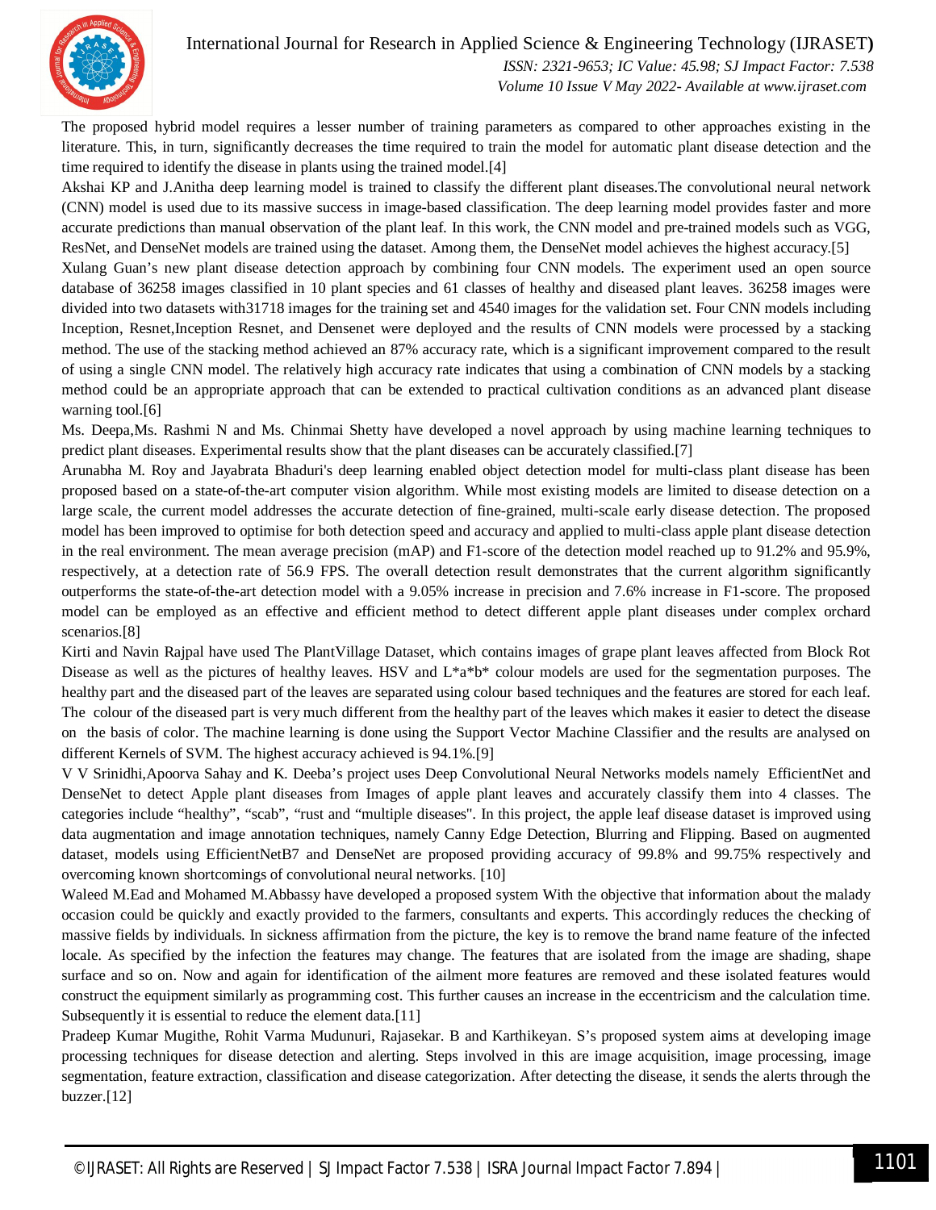The proposed hybrid model requires a lesser number of training parameters as compared to other approaches existing in the literature. This, in turn, significantly decreases the time required to train the model for automatic plant disease detection and the time required to identify the disease in plants using the trained model.[4]

Akshai KP and J.Anitha deep learning model is trained to classify the different plant diseases.The convolutional neural network (CNN) model is used due to its massive success in image-based classification. The deep learning model provides faster and more accurate predictions than manual observation of the plant leaf. In this work, the CNN model and pre-trained models such as VGG, ResNet, and DenseNet models are trained using the dataset. Among them, the DenseNet model achieves the highest accuracy.[5]

Xulang Guan's new plant disease detection approach by combining four CNN models. The experiment used an open source database of 36258 images classified in 10 plant species and 61 classes of healthy and diseased plant leaves. 36258 images were divided into two datasets with31718 images for the training set and 4540 images for the validation set. Four CNN models including Inception, Resnet,Inception Resnet, and Densenet were deployed and the results of CNN models were processed by a stacking method. The use of the stacking method achieved an 87% accuracy rate, which is a significant improvement compared to the result of using a single CNN model. The relatively high accuracy rate indicates that using a combination of CNN models by a stacking method could be an appropriate approach that can be extended to practical cultivation conditions as an advanced plant disease warning tool.[6]

Ms. Deepa,Ms. Rashmi N and Ms. Chinmai Shetty have developed a novel approach by using machine learning techniques to predict plant diseases. Experimental results show that the plant diseases can be accurately classified.[7]

Arunabha M. Roy and Jayabrata Bhaduri's deep learning enabled object detection model for multi-class plant disease has been proposed based on a state-of-the-art computer vision algorithm. While most existing models are limited to disease detection on a large scale, the current model addresses the accurate detection of fine-grained, multi-scale early disease detection. The proposed model has been improved to optimise for both detection speed and accuracy and applied to multi-class apple plant disease detection in the real environment. The mean average precision (mAP) and F1-score of the detection model reached up to 91.2% and 95.9%, respectively, at a detection rate of 56.9 FPS. The overall detection result demonstrates that the current algorithm significantly outperforms the state-of-the-art detection model with a 9.05% increase in precision and 7.6% increase in F1-score. The proposed model can be employed as an effective and efficient method to detect different apple plant diseases under complex orchard scenarios.[8]

Kirti and Navin Rajpal have used The PlantVillage Dataset, which contains images of grape plant leaves affected from Block Rot Disease as well as the pictures of healthy leaves. HSV and L*a*b* colour models are used for the segmentation purposes. The healthy part and the diseased part of the leaves are separated using colour based techniques and the features are stored for each leaf. The colour of the diseased part is very much different from the healthy part of the leaves which makes it easier to detect the disease on the basis of color. The machine learning is done using the Support Vector Machine Classifier and the results are analysed on different Kernels of SVM. The highest accuracy achieved is 94.1%.[9]

V V Srinidhi,Apoorva Sahay and K. Deeba's project uses Deep Convolutional Neural Networks models namely EfficientNet and DenseNet to detect Apple plant diseases from Images of apple plant leaves and accurately classify them into 4 classes. The categories include "healthy", "scab", "rust and "multiple diseases". In this project, the apple leaf disease dataset is improved using data augmentation and image annotation techniques, namely Canny Edge Detection, Blurring and Flipping. Based on augmented dataset, models using EfficientNetB7 and DenseNet are proposed providing accuracy of 99.8% and 99.75% respectively and overcoming known shortcomings of convolutional neural networks. [10]

Waleed M.Ead and Mohamed M.Abbassy have developed a proposed system With the objective that information about the malady occasion could be quickly and exactly provided to the farmers, consultants and experts. This accordingly reduces the checking of massive fields by individuals. In sickness affirmation from the picture, the key is to remove the brand name feature of the infected locale. As specified by the infection the features may change. The features that are isolated from the image are shading, shape surface and so on. Now and again for identification of the ailment more features are removed and these isolated features would construct the equipment similarly as programming cost. This further causes an increase in the eccentricism and the calculation time. Subsequently it is essential to reduce the element data.[11]

Pradeep Kumar Mugithe, Rohit Varma Mudunuri, Rajasekar. B and Karthikeyan. S's proposed system aims at developing image processing techniques for disease detection and alerting. Steps involved in this are image acquisition, image processing, image segmentation, feature extraction, classification and disease categorization. After detecting the disease, it sends the alerts through the buzzer.[12]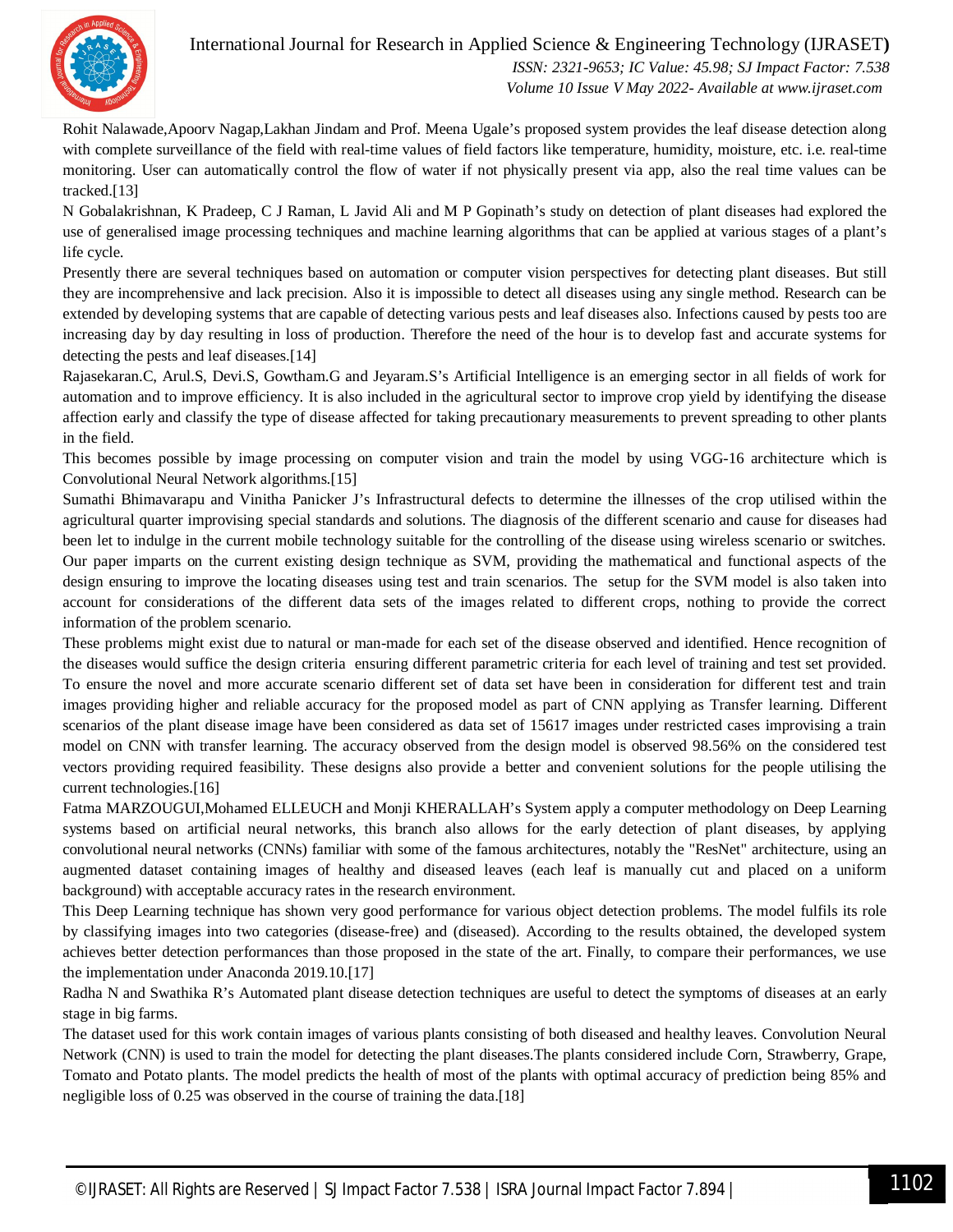Rohit Nalawade,Apoorv Nagap,Lakhan Jindam and Prof. Meena Ugale's proposed system provides the leaf disease detection along with complete surveillance of the field with real-time values of field factors like temperature, humidity, moisture, etc. i.e. real-time monitoring. User can automatically control the flow of water if not physically present via app, also the real time values can be tracked.[13]

N Gobalakrishnan, K Pradeep, C J Raman, L Javid Ali and M P Gopinath's study on detection of plant diseases had explored the use of generalised image processing techniques and machine learning algorithms that can be applied at various stages of a plant's life cycle.

Presently there are several techniques based on automation or computer vision perspectives for detecting plant diseases. But still they are incomprehensive and lack precision. Also it is impossible to detect all diseases using any single method. Research can be extended by developing systems that are capable of detecting various pests and leaf diseases also. Infections caused by pests too are increasing day by day resulting in loss of production. Therefore the need of the hour is to develop fast and accurate systems for detecting the pests and leaf diseases.[14]

Rajasekaran.C, Arul.S, Devi.S, Gowtham.G and Jeyaram.S's Artificial Intelligence is an emerging sector in all fields of work for automation and to improve efficiency. It is also included in the agricultural sector to improve crop yield by identifying the disease affection early and classify the type of disease affected for taking precautionary measurements to prevent spreading to other plants in the field.

This becomes possible by image processing on computer vision and train the model by using VGG-16 architecture which is Convolutional Neural Network algorithms.[15]

Sumathi Bhimavarapu and Vinitha Panicker J's Infrastructural defects to determine the illnesses of the crop utilised within the agricultural quarter improvising special standards and solutions. The diagnosis of the different scenario and cause for diseases had been let to indulge in the current mobile technology suitable for the controlling of the disease using wireless scenario or switches. Our paper imparts on the current existing design technique as SVM, providing the mathematical and functional aspects of the design ensuring to improve the locating diseases using test and train scenarios. The setup for the SVM model is also taken into account for considerations of the different data sets of the images related to different crops, nothing to provide the correct information of the problem scenario.

These problems might exist due to natural or man-made for each set of the disease observed and identified. Hence recognition of the diseases would suffice the design criteria ensuring different parametric criteria for each level of training and test set provided. To ensure the novel and more accurate scenario different set of data set have been in consideration for different test and train images providing higher and reliable accuracy for the proposed model as part of CNN applying as Transfer learning. Different scenarios of the plant disease image have been considered as data set of 15617 images under restricted cases improvising a train model on CNN with transfer learning. The accuracy observed from the design model is observed 98.56% on the considered test vectors providing required feasibility. These designs also provide a better and convenient solutions for the people utilising the current technologies.[16]

Fatma MARZOUGUI,Mohamed ELLEUCH and Monji KHERALLAH's System apply a computer methodology on Deep Learning systems based on artificial neural networks, this branch also allows for the early detection of plant diseases, by applying convolutional neural networks (CNNs) familiar with some of the famous architectures, notably the "ResNet" architecture, using an augmented dataset containing images of healthy and diseased leaves (each leaf is manually cut and placed on a uniform background) with acceptable accuracy rates in the research environment.

This Deep Learning technique has shown very good performance for various object detection problems. The model fulfils its role by classifying images into two categories (disease-free) and (diseased). According to the results obtained, the developed system achieves better detection performances than those proposed in the state of the art. Finally, to compare their performances, we use the implementation under Anaconda 2019.10.[17]

Radha N and Swathika R's Automated plant disease detection techniques are useful to detect the symptoms of diseases at an early stage in big farms.

The dataset used for this work contain images of various plants consisting of both diseased and healthy leaves. Convolution Neural Network (CNN) is used to train the model for detecting the plant diseases.The plants considered include Corn, Strawberry, Grape, Tomato and Potato plants. The model predicts the health of most of the plants with optimal accuracy of prediction being 85% and negligible loss of 0.25 was observed in the course of training the data.[18]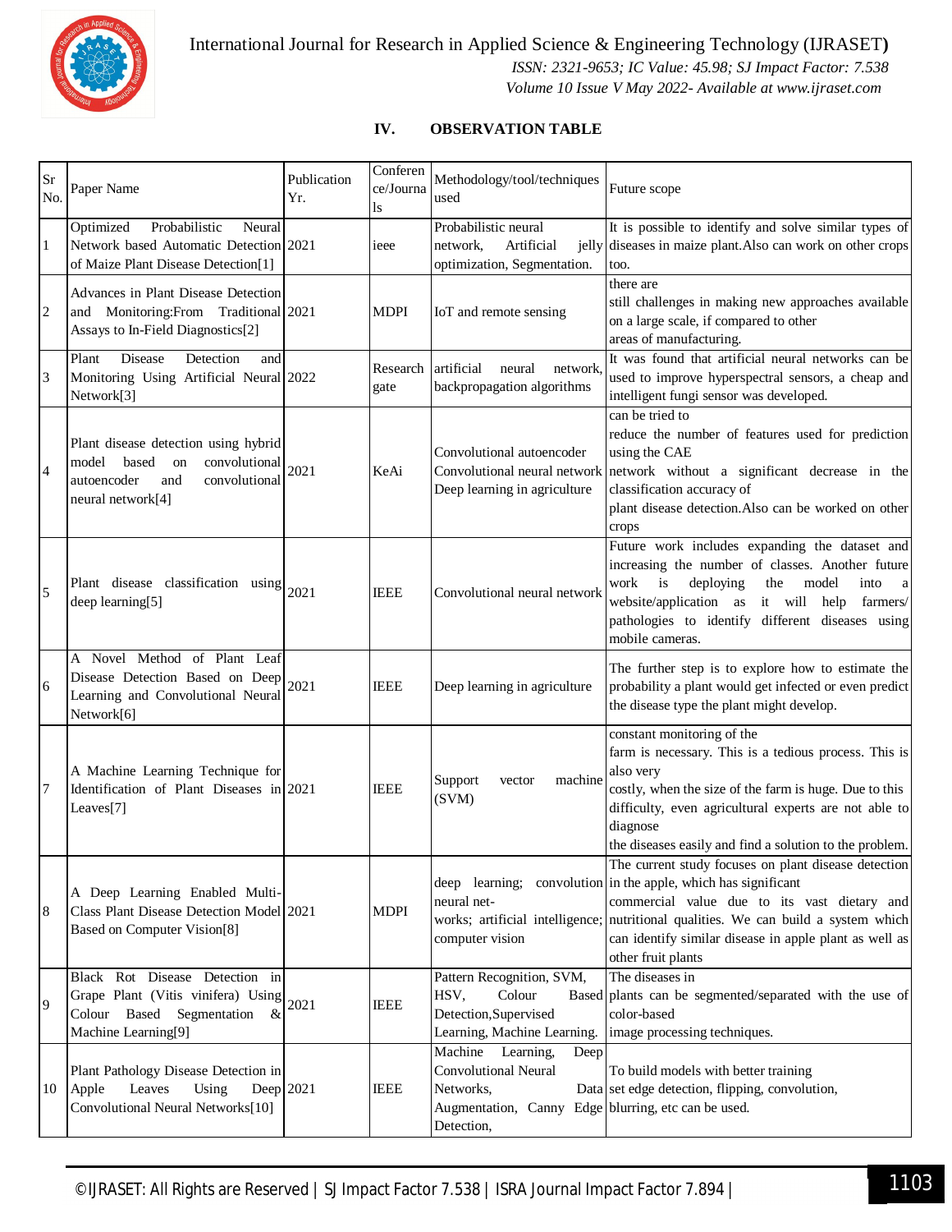## IV. OBSERVATION TABLE

| Sr No. | Paper Name | Publication Yr. | Conferences/Journals | Methodology/tool/techniques used | Future scope |
|---|---|---|---|---|---|
| 1 | Optimized Probabilistic Neural Network based Automatic Detection of Maize Plant Disease Detection[1] | 2021 | ieee | Probabilistic neural network, Artificial jelly optimization, Segmentation. | It is possible to identify and solve similar types of diseases in maize plant.Also can work on other crops too. |
| 2 | Advances in Plant Disease Detection and Monitoring:From Traditional Assays to In-Field Diagnostics[2] | 2021 | MDPI | IoT and remote sensing | there are still challenges in making new approaches available on a large scale, if compared to other areas of manufacturing. |
| 3 | Plant Disease Detection and Monitoring Using Artificial Neural Network[3] | 2022 | Research gate | artificial neural network, backpropagation algorithms | It was found that artificial neural networks can be used to improve hyperspectral sensors, a cheap and intelligent fungi sensor was developed. |
| 4 | Plant disease detection using hybrid model based on convolutional autoencoder and convolutional neural network[4] | 2021 | KeAi | Convolutional autoencoder Convolutional neural network Deep learning in agriculture | can be tried to reduce the number of features used for prediction using the CAE network without a significant decrease in the classification accuracy of plant disease detection.Also can be worked on other crops |
| 5 | Plant disease classification using deep learning[5] | 2021 | IEEE | Convolutional neural network | Future work includes expanding the dataset and increasing the number of classes. Another future work is deploying the model into a website/application as it will help farmers/ pathologies to identify different diseases using mobile cameras. |
| 6 | A Novel Method of Plant Leaf Disease Detection Based on Deep Learning and Convolutional Neural Network[6] | 2021 | IEEE | Deep learning in agriculture | The further step is to explore how to estimate the probability a plant would get infected or even predict the disease type the plant might develop. |
| 7 | A Machine Learning Technique for Identification of Plant Diseases in Leaves[7] | 2021 | IEEE | Support vector machine (SVM) | constant monitoring of the farm is necessary. This is a tedious process. This is also very costly, when the size of the farm is huge. Due to this difficulty, even agricultural experts are not able to diagnose the diseases easily and find a solution to the problem. |
| 8 | A Deep Learning Enabled Multi-Class Plant Disease Detection Model Based on Computer Vision[8] | 2021 | MDPI | deep learning; convolution neural net- works; artificial intelligence; computer vision | The current study focuses on plant disease detection in the apple, which has significant commercial value due to its vast dietary and nutritional qualities. We can build a system which can identify similar disease in apple plant as well as other fruit plants |
| 9 | Black Rot Disease Detection in Grape Plant (Vitis vinifera) Using Colour Based Segmentation & Machine Learning[9] | 2021 | IEEE | Pattern Recognition, SVM, HSV, Colour Based Detection,Supervised Learning, Machine Learning. | The diseases in plants can be segmented/separated with the use of color-based image processing techniques. |
| 10 | Plant Pathology Disease Detection in Apple Leaves Using Deep Convolutional Neural Networks[10] | 2021 | IEEE | Machine Learning, Deep Convolutional Neural Networks, Data Augmentation, Canny Edge Detection, | To build models with better training set edge detection, flipping, convolution, blurring, etc can be used. |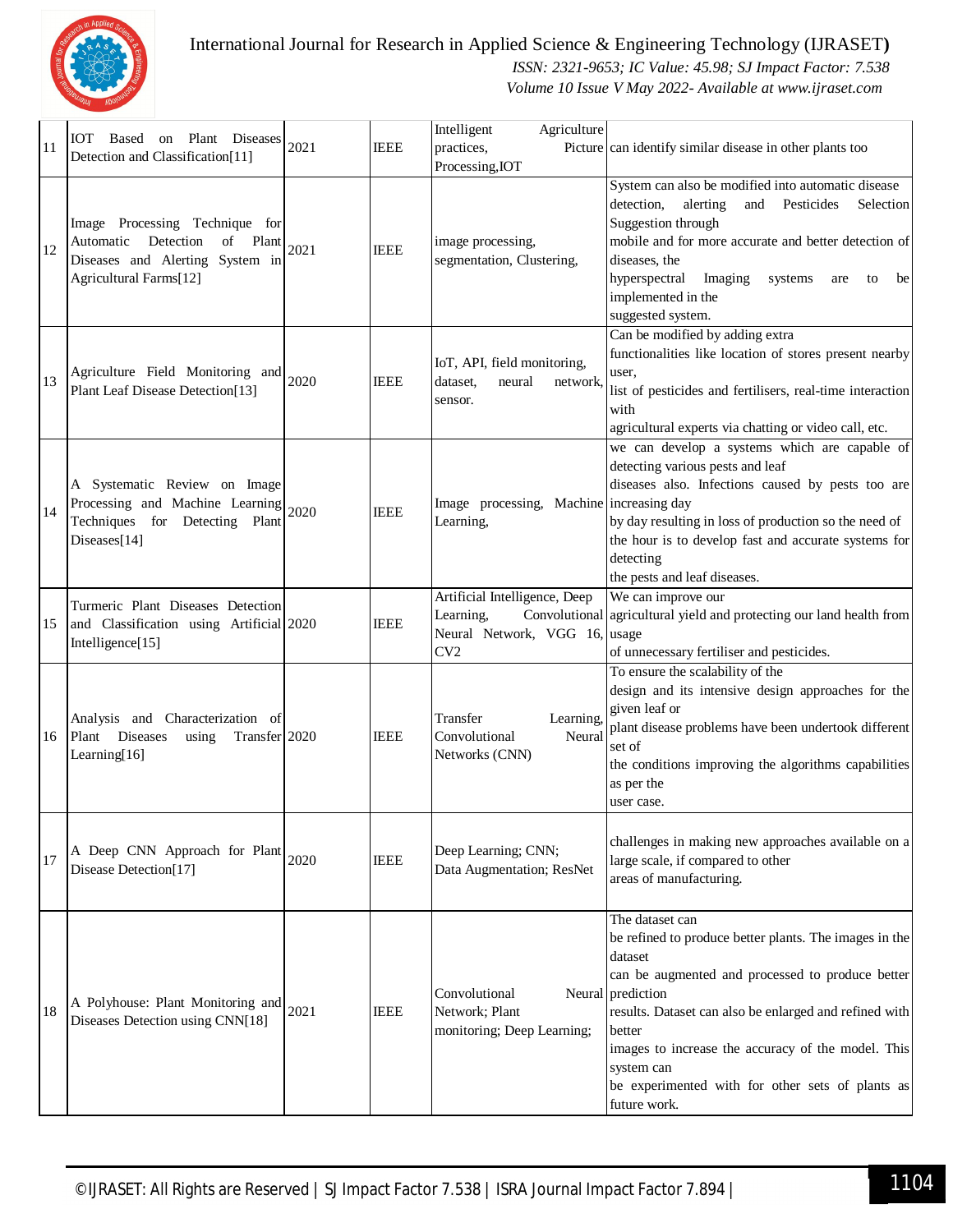| 11 | IOT Based on Plant Diseases Detection and Classification[11] | 2021 | IEEE | Intelligent Agriculture practices, Picture Processing,IOT | can identify similar disease in other plants too |
|---|---|---|---|---|---|
| 12 | Image Processing Technique for Automatic Detection of Plant Diseases and Alerting System in Agricultural Farms[12] | 2021 | IEEE | image processing, segmentation, Clustering, | System can also be modified into automatic disease detection, alerting and Pesticides Selection Suggestion through mobile and for more accurate and better detection of diseases, the hyperspectral Imaging systems are to be implemented in the suggested system. |
| 13 | Agriculture Field Monitoring and Plant Leaf Disease Detection[13] | 2020 | IEEE | IoT, API, field monitoring, dataset, neural network, sensor. | Can be modified by adding extra functionalities like location of stores present nearby user, list of pesticides and fertilisers, real-time interaction with agricultural experts via chatting or video call, etc. |
| 14 | A Systematic Review on Image Processing and Machine Learning Techniques for Detecting Plant Diseases[14] | 2020 | IEEE | Image processing, Machine Learning, | we can develop a systems which are capable of detecting various pests and leaf diseases also. Infections caused by pests too are increasing day by day resulting in loss of production so the need of the hour is to develop fast and accurate systems for detecting the pests and leaf diseases. |
| 15 | Turmeric Plant Diseases Detection and Classification using Artificial Intelligence[15] | 2020 | IEEE | Artificial Intelligence, Deep Learning, Convolutional Neural Network, VGG 16, CV2 | We can improve our agricultural yield and protecting our land health from usage of unnecessary fertiliser and pesticides. |
| 16 | Analysis and Characterization of Plant Diseases using Transfer Learning[16] | 2020 | IEEE | Transfer Learning, Convolutional Neural Networks (CNN) | To ensure the scalability of the design and its intensive design approaches for the given leaf or plant disease problems have been undertook different set of the conditions improving the algorithms capabilities as per the user case. |
| 17 | A Deep CNN Approach for Plant Disease Detection[17] | 2020 | IEEE | Deep Learning; CNN; Data Augmentation; ResNet | challenges in making new approaches available on a large scale, if compared to other areas of manufacturing. |
| 18 | A Polyhouse: Plant Monitoring and Diseases Detection using CNN[18] | 2021 | IEEE | Convolutional Neural Network; Plant monitoring; Deep Learning; | The dataset can be refined to produce better plants. The images in the dataset can be augmented and processed to produce better prediction results. Dataset can also be enlarged and refined with better images to increase the accuracy of the model. This system can be experimented with for other sets of plants as future work. |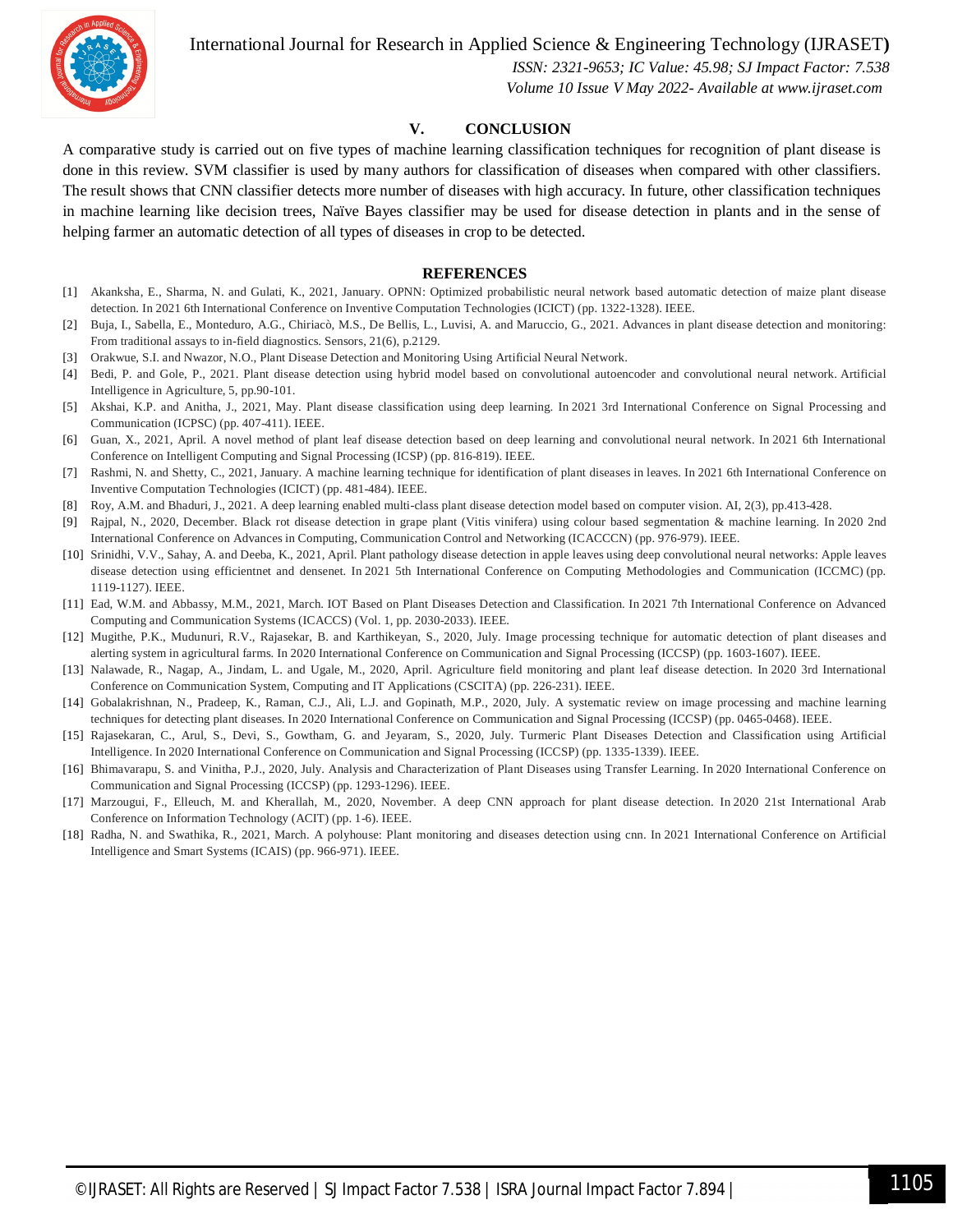## V. CONCLUSION

A comparative study is carried out on five types of machine learning classification techniques for recognition of plant disease is done in this review. SVM classifier is used by many authors for classification of diseases when compared with other classifiers. The result shows that CNN classifier detects more number of diseases with high accuracy. In future, other classification techniques in machine learning like decision trees, Naïve Bayes classifier may be used for disease detection in plants and in the sense of helping farmer an automatic detection of all types of diseases in crop to be detected.

## REFERENCES

[1] Akanksha, E., Sharma, N. and Gulati, K., 2021, January. OPNN: Optimized probabilistic neural network based automatic detection of maize plant disease detection. In 2021 6th International Conference on Inventive Computation Technologies (ICICT) (pp. 1322-1328). IEEE.

[2] Buja, I., Sabella, E., Monteduro, A.G., Chiriacò, M.S., De Bellis, L., Luvisi, A. and Maruccio, G., 2021. Advances in plant disease detection and monitoring: From traditional assays to in-field diagnostics. Sensors, 21(6), p.2129.

[3] Orakwue, S.I. and Nwazor, N.O., Plant Disease Detection and Monitoring Using Artificial Neural Network.

[4] Bedi, P. and Gole, P., 2021. Plant disease detection using hybrid model based on convolutional autoencoder and convolutional neural network. Artificial Intelligence in Agriculture, 5, pp.90-101.

[5] Akshai, K.P. and Anitha, J., 2021, May. Plant disease classification using deep learning. In 2021 3rd International Conference on Signal Processing and Communication (ICPSC) (pp. 407-411). IEEE.

[6] Guan, X., 2021, April. A novel method of plant leaf disease detection based on deep learning and convolutional neural network. In 2021 6th International Conference on Intelligent Computing and Signal Processing (ICSP) (pp. 816-819). IEEE.

[7] Rashmi, N. and Shetty, C., 2021, January. A machine learning technique for identification of plant diseases in leaves. In 2021 6th International Conference on Inventive Computation Technologies (ICICT) (pp. 481-484). IEEE.

[8] Roy, A.M. and Bhaduri, J., 2021. A deep learning enabled multi-class plant disease detection model based on computer vision. AI, 2(3), pp.413-428.

[9] Rajpal, N., 2020, December. Black rot disease detection in grape plant (Vitis vinifera) using colour based segmentation & machine learning. In 2020 2nd International Conference on Advances in Computing, Communication Control and Networking (ICACCCN) (pp. 976-979). IEEE.

[10] Srinidhi, V.V., Sahay, A. and Deeba, K., 2021, April. Plant pathology disease detection in apple leaves using deep convolutional neural networks: Apple leaves disease detection using efficientnet and densenet. In 2021 5th International Conference on Computing Methodologies and Communication (ICCMC) (pp. 1119-1127). IEEE.

[11] Ead, W.M. and Abbassy, M.M., 2021, March. IOT Based on Plant Diseases Detection and Classification. In 2021 7th International Conference on Advanced Computing and Communication Systems (ICACCS) (Vol. 1, pp. 2030-2033). IEEE.

[12] Mugithe, P.K., Mudunuri, R.V., Rajasekar, B. and Karthikeyan, S., 2020, July. Image processing technique for automatic detection of plant diseases and alerting system in agricultural farms. In 2020 International Conference on Communication and Signal Processing (ICCSP) (pp. 1603-1607). IEEE.

[13] Nalawade, R., Nagap, A., Jindam, L. and Ugale, M., 2020, April. Agriculture field monitoring and plant leaf disease detection. In 2020 3rd International Conference on Communication System, Computing and IT Applications (CSCITA) (pp. 226-231). IEEE.

[14] Gobalakrishnan, N., Pradeep, K., Raman, C.J., Ali, L.J. and Gopinath, M.P., 2020, July. A systematic review on image processing and machine learning techniques for detecting plant diseases. In 2020 International Conference on Communication and Signal Processing (ICCSP) (pp. 0465-0468). IEEE.

[15] Rajasekaran, C., Arul, S., Devi, S., Gowtham, G. and Jeyaram, S., 2020, July. Turmeric Plant Diseases Detection and Classification using Artificial Intelligence. In 2020 International Conference on Communication and Signal Processing (ICCSP) (pp. 1335-1339). IEEE.

[16] Bhimavarapu, S. and Vinitha, P.J., 2020, July. Analysis and Characterization of Plant Diseases using Transfer Learning. In 2020 International Conference on Communication and Signal Processing (ICCSP) (pp. 1293-1296). IEEE.

[17] Marzougui, F., Elleuch, M. and Kherallah, M., 2020, November. A deep CNN approach for plant disease detection. In 2020 21st International Arab Conference on Information Technology (ACIT) (pp. 1-6). IEEE.

[18] Radha, N. and Swathika, R., 2021, March. A polyhouse: Plant monitoring and diseases detection using cnn. In 2021 International Conference on Artificial Intelligence and Smart Systems (ICAIS) (pp. 966-971). IEEE.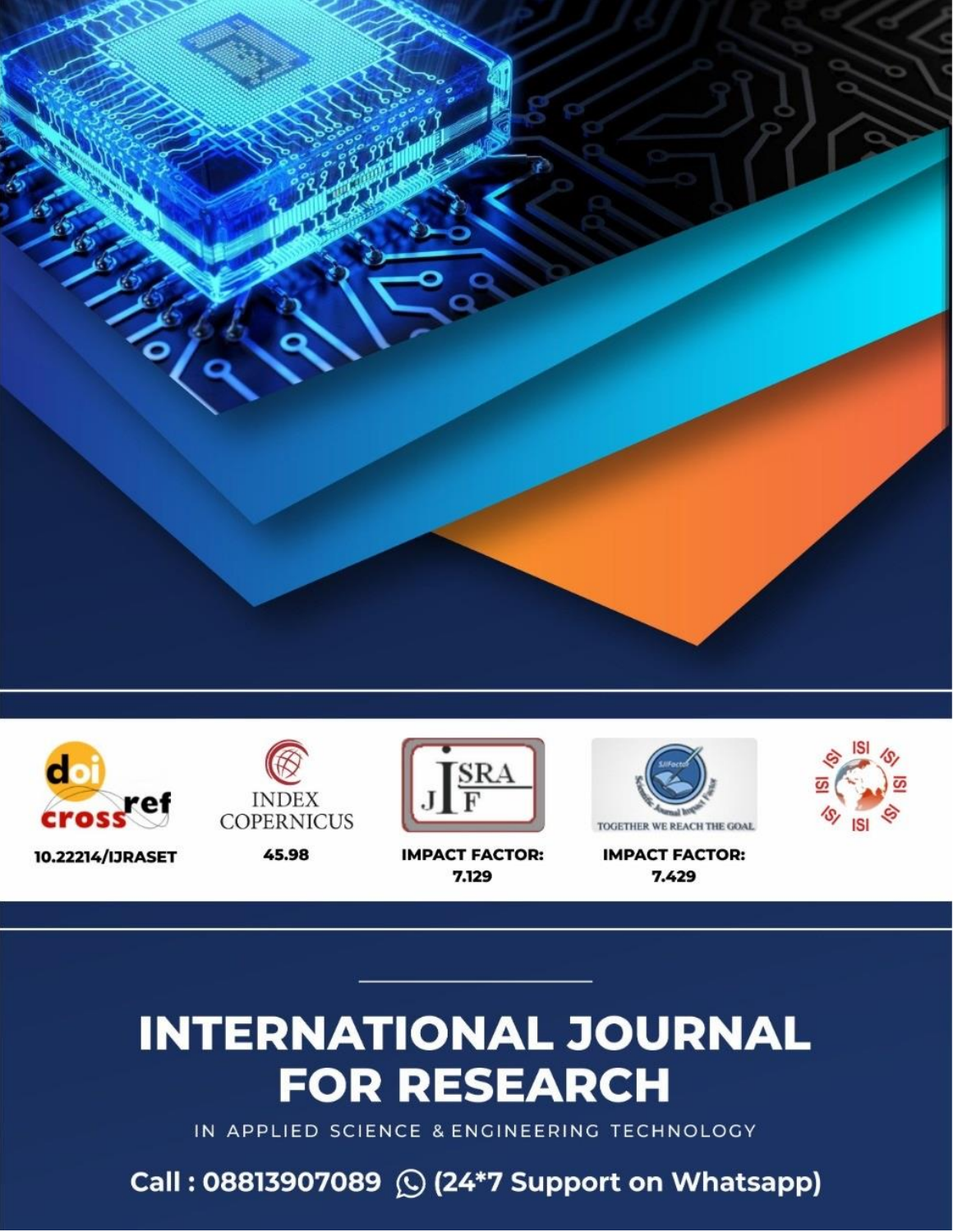10.22214/IJRASET

INDEX COPERNICUS

45.98

IMPACT FACTOR: 7.129

IMPACT FACTOR: 7.429

# INTERNATIONAL JOURNAL FOR RESEARCH

IN APPLIED SCIENCE & ENGINEERING TECHNOLOGY

Call : 08813907089 (24*7 Support on Whatsapp)